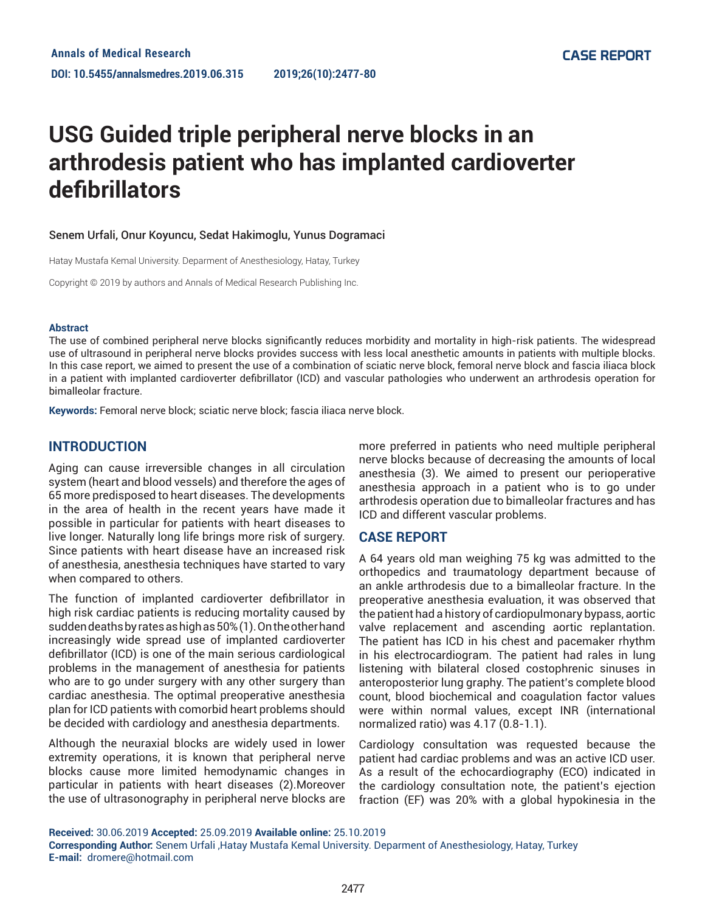# USG Guided triple peripheral nerve blocks in an arthrodesis patient who has implanted cardioverter defibrillators

Senem Urfali, Onur Koyuncu, Sedat Hakimoglu, Yunus Dogramaci

Hatay Mustafa Kemal University. Deparment of Anesthesiology, Hatay, Turkey

Copyright © 2019 by authors and Annals of Medical Research Publishing Inc.

**Abstract**

The use of combined peripheral nerve blocks significantly reduces morbidity and mortality in high-risk patients. The widespread use of ultrasound in peripheral nerve blocks provides success with less local anesthetic amounts in patients with multiple blocks. In this case report, we aimed to present the use of a combination of sciatic nerve block, femoral nerve block and fascia iliaca block in a patient with implanted cardioverter defibrillator (ICD) and vascular pathologies who underwent an arthrodesis operation for bimalleolar fracture.

**Keywords:** Femoral nerve block; sciatic nerve block; fascia iliaca nerve block.

## INTRODUCTION

Aging can cause irreversible changes in all circulation system (heart and blood vessels) and therefore the ages of 65 more predisposed to heart diseases. The developments in the area of health in the recent years have made it possible in particular for patients with heart diseases to live longer. Naturally long life brings more risk of surgery. Since patients with heart disease have an increased risk of anesthesia, anesthesia techniques have started to vary when compared to others.

The function of implanted cardioverter defibrillator in high risk cardiac patients is reducing mortality caused by sudden deaths by rates as high as 50% (1). On the other hand increasingly wide spread use of implanted cardioverter defibrillator (ICD) is one of the main serious cardiological problems in the management of anesthesia for patients who are to go under surgery with any other surgery than cardiac anesthesia. The optimal preoperative anesthesia plan for ICD patients with comorbid heart problems should be decided with cardiology and anesthesia departments.

Although the neuraxial blocks are widely used in lower extremity operations, it is known that peripheral nerve blocks cause more limited hemodynamic changes in particular in patients with heart diseases (2).Moreover the use of ultrasonography in peripheral nerve blocks are more preferred in patients who need multiple peripheral nerve blocks because of decreasing the amounts of local anesthesia (3). We aimed to present our perioperative anesthesia approach in a patient who is to go under arthrodesis operation due to bimalleolar fractures and has ICD and different vascular problems.

## CASE REPORT

A 64 years old man weighing 75 kg was admitted to the orthopedics and traumatology department because of an ankle arthrodesis due to a bimalleolar fracture. In the preoperative anesthesia evaluation, it was observed that the patient had a history of cardiopulmonary bypass, aortic valve replacement and ascending aortic replantation. The patient has ICD in his chest and pacemaker rhythm in his electrocardiogram. The patient had rales in lung listening with bilateral closed costophrenic sinuses in anteroposterior lung graphy. The patient's complete blood count, blood biochemical and coagulation factor values were within normal values, except INR (international normalized ratio) was 4.17 (0.8-1.1).

Cardiology consultation was requested because the patient had cardiac problems and was an active ICD user. As a result of the echocardiography (ECO) indicated in the cardiology consultation note, the patient's ejection fraction (EF) was 20% with a global hypokinesia in the

**Received:** 30.06.2019 **Accepted:** 25.09.2019 **Available online:** 25.10.2019
**Corresponding Author:** Senem Urfali ,Hatay Mustafa Kemal University. Deparment of Anesthesiology, Hatay, Turkey
**E-mail:** dromere@hotmail.com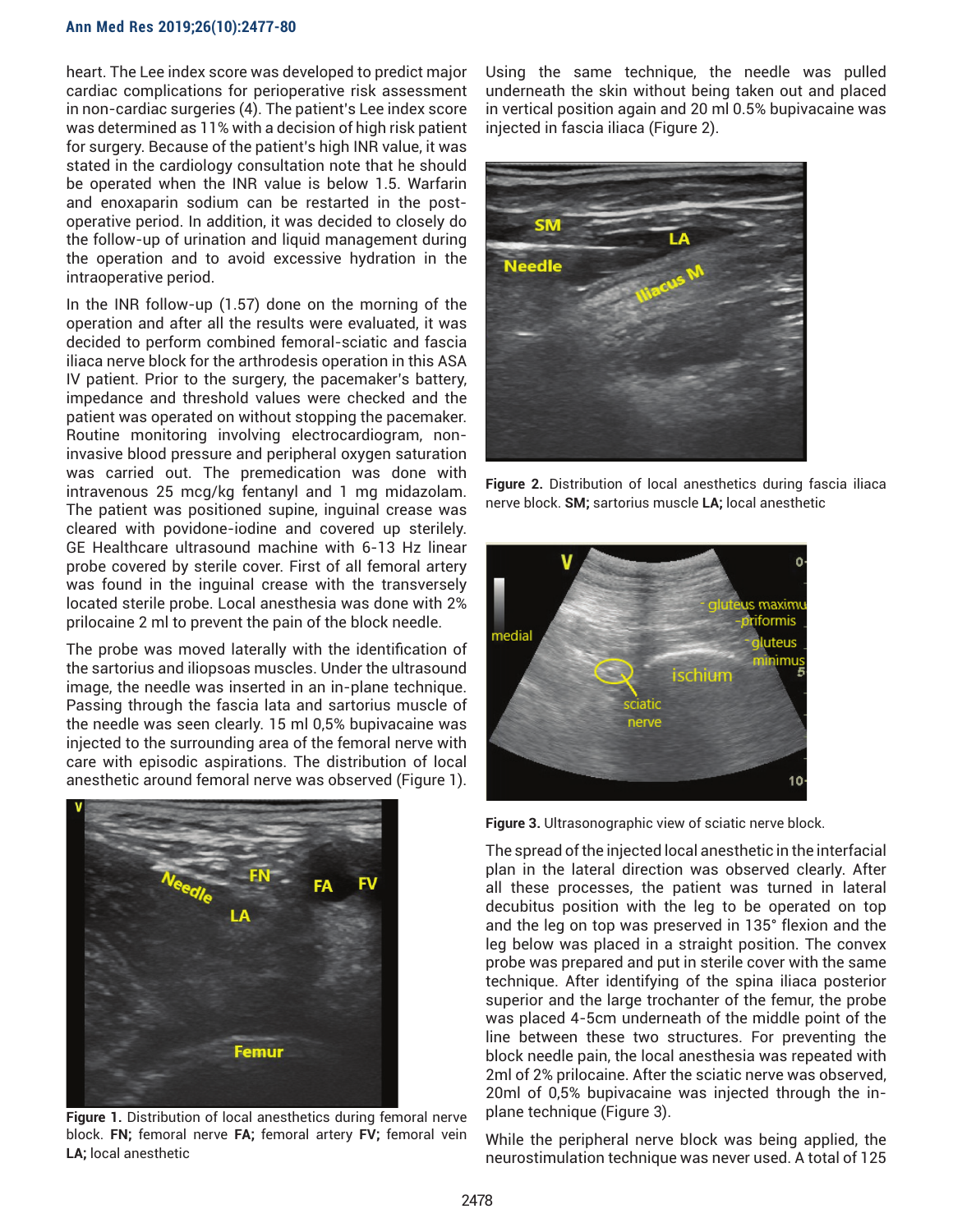heart. The Lee index score was developed to predict major cardiac complications for perioperative risk assessment in non-cardiac surgeries (4). The patient's Lee index score was determined as 11% with a decision of high risk patient for surgery. Because of the patient's high INR value, it was stated in the cardiology consultation note that he should be operated when the INR value is below 1.5. Warfarin and enoxaparin sodium can be restarted in the post-operative period. In addition, it was decided to closely do the follow-up of urination and liquid management during the operation and to avoid excessive hydration in the intraoperative period.

In the INR follow-up (1.57) done on the morning of the operation and after all the results were evaluated, it was decided to perform combined femoral-sciatic and fascia iliaca nerve block for the arthrodesis operation in this ASA IV patient. Prior to the surgery, the pacemaker's battery, impedance and threshold values were checked and the patient was operated on without stopping the pacemaker. Routine monitoring involving electrocardiogram, non-invasive blood pressure and peripheral oxygen saturation was carried out. The premedication was done with intravenous 25 mcg/kg fentanyl and 1 mg midazolam. The patient was positioned supine, inguinal crease was cleared with povidone-iodine and covered up sterilely. GE Healthcare ultrasound machine with 6-13 Hz linear probe covered by sterile cover. First of all femoral artery was found in the inguinal crease with the transversely located sterile probe. Local anesthesia was done with 2% prilocaine 2 ml to prevent the pain of the block needle.

The probe was moved laterally with the identification of the sartorius and iliopsoas muscles. Under the ultrasound image, the needle was inserted in an in-plane technique. Passing through the fascia lata and sartorius muscle of the needle was seen clearly. 15 ml 0,5% bupivacaine was injected to the surrounding area of the femoral nerve with care with episodic aspirations. The distribution of local anesthetic around femoral nerve was observed (Figure 1).

**Figure 1.** Distribution of local anesthetics during femoral nerve block. **FN;** femoral nerve **FA;** femoral artery **FV;** femoral vein **LA;** local anesthetic

Using the same technique, the needle was pulled underneath the skin without being taken out and placed in vertical position again and 20 ml 0.5% bupivacaine was injected in fascia iliaca (Figure 2).

**Figure 2.** Distribution of local anesthetics during fascia iliaca nerve block. **SM;** sartorius muscle **LA;** local anesthetic

**Figure 3.** Ultrasonographic view of sciatic nerve block.

The spread of the injected local anesthetic in the interfacial plan in the lateral direction was observed clearly. After all these processes, the patient was turned in lateral decubitus position with the leg to be operated on top and the leg on top was preserved in 135° flexion and the leg below was placed in a straight position. The convex probe was prepared and put in sterile cover with the same technique. After identifying of the spina iliaca posterior superior and the large trochanter of the femur, the probe was placed 4-5cm underneath of the middle point of the line between these two structures. For preventing the block needle pain, the local anesthesia was repeated with 2ml of 2% prilocaine. After the sciatic nerve was observed, 20ml of 0,5% bupivacaine was injected through the in-plane technique (Figure 3).

While the peripheral nerve block was being applied, the neurostimulation technique was never used. A total of 125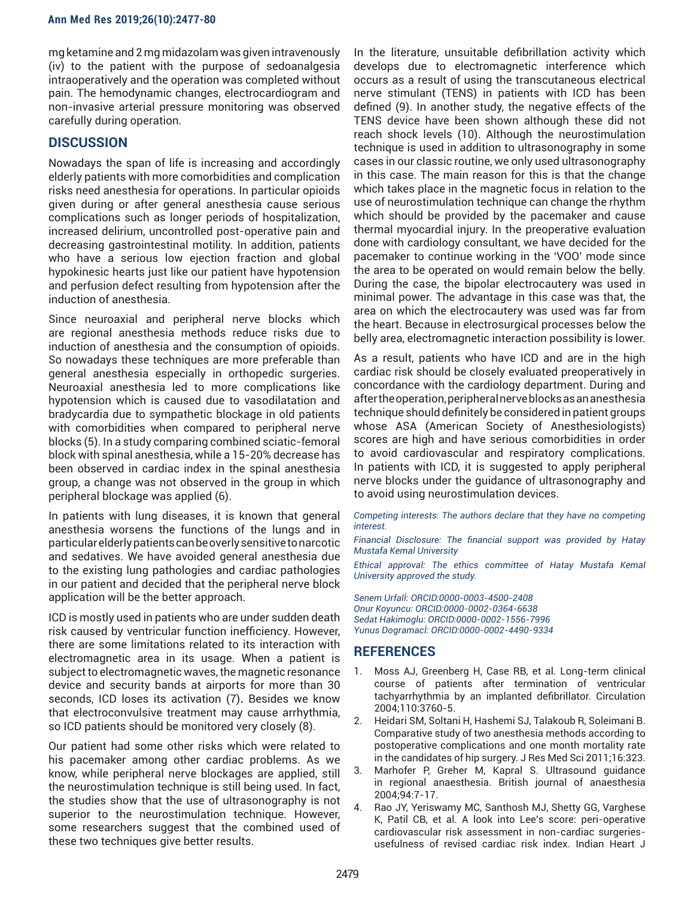mg ketamine and 2 mg midazolam was given intravenously (iv) to the patient with the purpose of sedoanalgesia intraoperatively and the operation was completed without pain. The hemodynamic changes, electrocardiogram and non-invasive arterial pressure monitoring was observed carefully during operation.

## DISCUSSION

Nowadays the span of life is increasing and accordingly elderly patients with more comorbidities and complication risks need anesthesia for operations. In particular opioids given during or after general anesthesia cause serious complications such as longer periods of hospitalization, increased delirium, uncontrolled post-operative pain and decreasing gastrointestinal motility. In addition, patients who have a serious low ejection fraction and global hypokinesic hearts just like our patient have hypotension and perfusion defect resulting from hypotension after the induction of anesthesia.

Since neuroaxial and peripheral nerve blocks which are regional anesthesia methods reduce risks due to induction of anesthesia and the consumption of opioids. So nowadays these techniques are more preferable than general anesthesia especially in orthopedic surgeries. Neuroaxial anesthesia led to more complications like hypotension which is caused due to vasodilatation and bradycardia due to sympathetic blockage in old patients with comorbidities when compared to peripheral nerve blocks (5). In a study comparing combined sciatic-femoral block with spinal anesthesia, while a 15-20% decrease has been observed in cardiac index in the spinal anesthesia group, a change was not observed in the group in which peripheral blockage was applied (6).

In patients with lung diseases, it is known that general anesthesia worsens the functions of the lungs and in particular elderly patients can be overly sensitive to narcotic and sedatives. We have avoided general anesthesia due to the existing lung pathologies and cardiac pathologies in our patient and decided that the peripheral nerve block application will be the better approach.

ICD is mostly used in patients who are under sudden death risk caused by ventricular function inefficiency. However, there are some limitations related to its interaction with electromagnetic area in its usage. When a patient is subject to electromagnetic waves, the magnetic resonance device and security bands at airports for more than 30 seconds, ICD loses its activation (7). Besides we know that electroconvulsive treatment may cause arrhythmia, so ICD patients should be monitored very closely (8).

Our patient had some other risks which were related to his pacemaker among other cardiac problems. As we know, while peripheral nerve blockages are applied, still the neurostimulation technique is still being used. In fact, the studies show that the use of ultrasonography is not superior to the neurostimulation technique. However, some researchers suggest that the combined used of these two techniques give better results.

In the literature, unsuitable defibrillation activity which develops due to electromagnetic interference which occurs as a result of using the transcutaneous electrical nerve stimulant (TENS) in patients with ICD has been defined (9). In another study, the negative effects of the TENS device have been shown although these did not reach shock levels (10). Although the neurostimulation technique is used in addition to ultrasonography in some cases in our classic routine, we only used ultrasonography in this case. The main reason for this is that the change which takes place in the magnetic focus in relation to the use of neurostimulation technique can change the rhythm which should be provided by the pacemaker and cause thermal myocardial injury. In the preoperative evaluation done with cardiology consultant, we have decided for the pacemaker to continue working in the 'VOO' mode since the area to be operated on would remain below the belly. During the case, the bipolar electrocautery was used in minimal power. The advantage in this case was that, the area on which the electrocautery was used was far from the heart. Because in electrosurgical processes below the belly area, electromagnetic interaction possibility is lower.

As a result, patients who have ICD and are in the high cardiac risk should be closely evaluated preoperatively in concordance with the cardiology department. During and after the operation, peripheral nerve blocks as an anesthesia technique should definitely be considered in patient groups whose ASA (American Society of Anesthesiologists) scores are high and have serious comorbidities in order to avoid cardiovascular and respiratory complications. In patients with ICD, it is suggested to apply peripheral nerve blocks under the guidance of ultrasonography and to avoid using neurostimulation devices.

*Competing interests: The authors declare that they have no competing interest.*

*Financial Disclosure: The financial support was provided by Hatay Mustafa Kemal University*

*Ethical approval: The ethics committee of Hatay Mustafa Kemal University approved the study.*

*Senem Urfalİ: ORCID:0000-0003-4500-2408*
*Onur Koyuncu: ORCID:0000-0002-0364-6638*
*Sedat Hakimoglu: ORCID:0000-0002-1556-7996*
*Yunus Dogramacİ: ORCID:0000-0002-4490-9334*

## REFERENCES

1. Moss AJ, Greenberg H, Case RB, et al. Long-term clinical course of patients after termination of ventricular tachyarrhythmia by an implanted defibrillator. Circulation 2004;110:3760-5.
2. Heidari SM, Soltani H, Hashemi SJ, Talakoub R, Soleimani B. Comparative study of two anesthesia methods according to postoperative complications and one month mortality rate in the candidates of hip surgery. J Res Med Sci 2011;16:323.
3. Marhofer P, Greher M, Kapral S. Ultrasound guidance in regional anaesthesia. British journal of anaesthesia 2004;94:7-17.
4. Rao JY, Yeriswamy MC, Santhosh MJ, Shetty GG, Varghese K, Patil CB, et al. A look into Lee's score: peri-operative cardiovascular risk assessment in non-cardiac surgeries-usefulness of revised cardiac risk index. Indian Heart J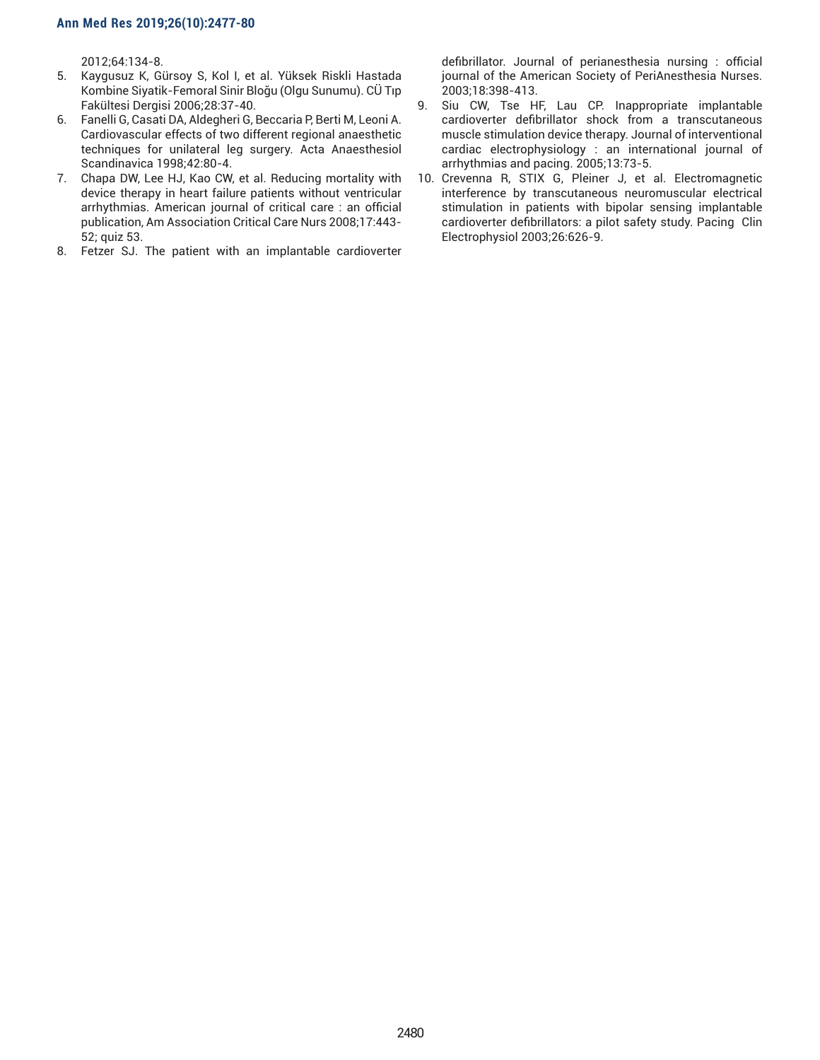2012;64:134-8.

5. Kaygusuz K, Gürsoy S, Kol I, et al. Yüksek Riskli Hastada Kombine Siyatik-Femoral Sinir Bloğu (Olgu Sunumu). CÜ Tıp Fakültesi Dergisi 2006;28:37-40.
6. Fanelli G, Casati DA, Aldegheri G, Beccaria P, Berti M, Leoni A. Cardiovascular effects of two different regional anaesthetic techniques for unilateral leg surgery. Acta Anaesthesiol Scandinavica 1998;42:80-4.
7. Chapa DW, Lee HJ, Kao CW, et al. Reducing mortality with device therapy in heart failure patients without ventricular arrhythmias. American journal of critical care : an official publication, Am Association Critical Care Nurs 2008;17:443-52; quiz 53.
8. Fetzer SJ. The patient with an implantable cardioverter defibrillator. Journal of perianesthesia nursing : official journal of the American Society of PeriAnesthesia Nurses. 2003;18:398-413.
9. Siu CW, Tse HF, Lau CP. Inappropriate implantable cardioverter defibrillator shock from a transcutaneous muscle stimulation device therapy. Journal of interventional cardiac electrophysiology : an international journal of arrhythmias and pacing. 2005;13:73-5.
10. Crevenna R, STIX G, Pleiner J, et al. Electromagnetic interference by transcutaneous neuromuscular electrical stimulation in patients with bipolar sensing implantable cardioverter defibrillators: a pilot safety study. Pacing Clin Electrophysiol 2003;26:626-9.